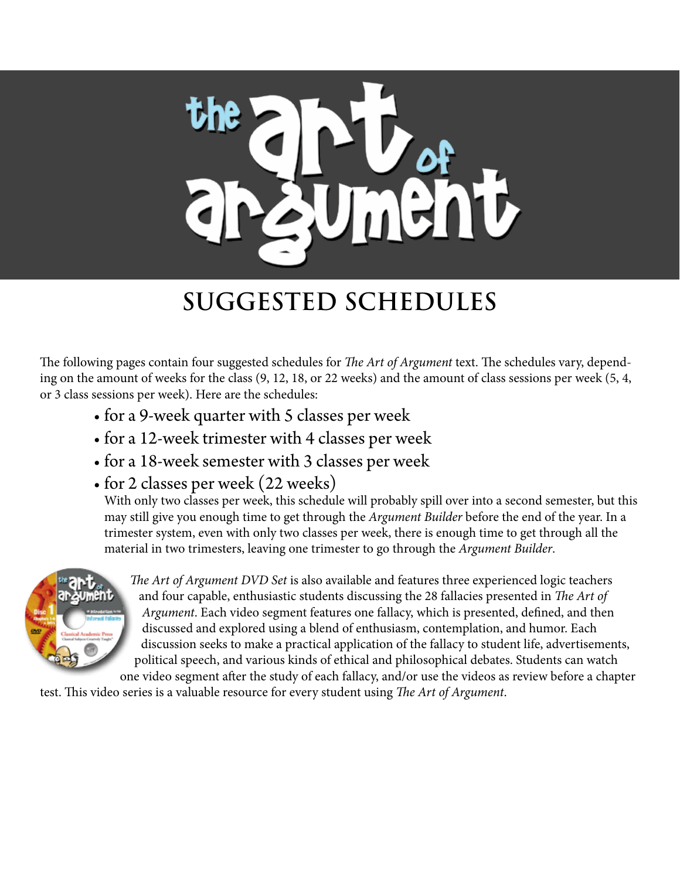# the art of argument

## SUGGESTED SCHEDULES

The following pages contain four suggested schedules for *The Art of Argument* text. The schedules vary, depending on the amount of weeks for the class (9, 12, 18, or 22 weeks) and the amount of class sessions per week (5, 4, or 3 class sessions per week). Here are the schedules:

- for a 9-week quarter with 5 classes per week
- for a 12-week trimester with 4 classes per week
- for a 18-week semester with 3 classes per week
- for 2 classes per week (22 weeks)

  With only two classes per week, this schedule will probably spill over into a second semester, but this may still give you enough time to get through the *Argument Builder* before the end of the year. In a trimester system, even with only two classes per week, there is enough time to get through all the material in two trimesters, leaving one trimester to go through the *Argument Builder*.

*The Art of Argument DVD Set* is also available and features three experienced logic teachers and four capable, enthusiastic students discussing the 28 fallacies presented in *The Art of Argument*. Each video segment features one fallacy, which is presented, defined, and then discussed and explored using a blend of enthusiasm, contemplation, and humor. Each discussion seeks to make a practical application of the fallacy to student life, advertisements, political speech, and various kinds of ethical and philosophical debates. Students can watch one video segment after the study of each fallacy, and/or use the videos as review before a chapter test. This video series is a valuable resource for every student using *The Art of Argument*.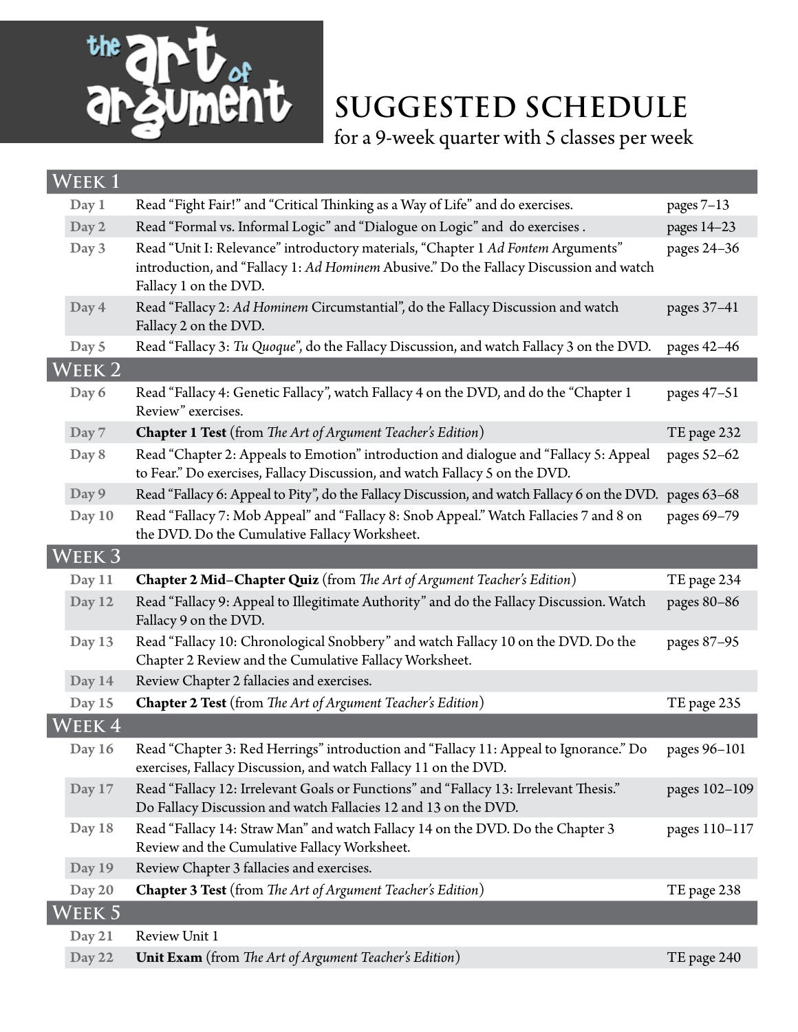# the art of argument

## SUGGESTED SCHEDULE

for a 9-week quarter with 5 classes per week

| | | |
|---|---|---|
| **WEEK 1** | | |
| Day 1 | Read "Fight Fair!" and "Critical Thinking as a Way of Life" and do exercises. | pages 7–13 |
| Day 2 | Read "Formal vs. Informal Logic" and "Dialogue on Logic" and do exercises . | pages 14–23 |
| Day 3 | Read "Unit I: Relevance" introductory materials, "Chapter 1 *Ad Fontem* Arguments" introduction, and "Fallacy 1: *Ad Hominem* Abusive." Do the Fallacy Discussion and watch Fallacy 1 on the DVD. | pages 24–36 |
| Day 4 | Read "Fallacy 2: *Ad Hominem* Circumstantial", do the Fallacy Discussion and watch Fallacy 2 on the DVD. | pages 37–41 |
| Day 5 | Read "Fallacy 3: *Tu Quoque*", do the Fallacy Discussion, and watch Fallacy 3 on the DVD. | pages 42–46 |
| **WEEK 2** | | |
| Day 6 | Read "Fallacy 4: Genetic Fallacy", watch Fallacy 4 on the DVD, and do the "Chapter 1 Review" exercises. | pages 47–51 |
| Day 7 | **Chapter 1 Test** (from *The Art of Argument Teacher's Edition*) | TE page 232 |
| Day 8 | Read "Chapter 2: Appeals to Emotion" introduction and dialogue and "Fallacy 5: Appeal to Fear." Do exercises, Fallacy Discussion, and watch Fallacy 5 on the DVD. | pages 52–62 |
| Day 9 | Read "Fallacy 6: Appeal to Pity", do the Fallacy Discussion, and watch Fallacy 6 on the DVD. | pages 63–68 |
| Day 10 | Read "Fallacy 7: Mob Appeal" and "Fallacy 8: Snob Appeal." Watch Fallacies 7 and 8 on the DVD. Do the Cumulative Fallacy Worksheet. | pages 69–79 |
| **WEEK 3** | | |
| Day 11 | **Chapter 2 Mid–Chapter Quiz** (from *The Art of Argument Teacher's Edition*) | TE page 234 |
| Day 12 | Read "Fallacy 9: Appeal to Illegitimate Authority" and do the Fallacy Discussion. Watch Fallacy 9 on the DVD. | pages 80–86 |
| Day 13 | Read "Fallacy 10: Chronological Snobbery" and watch Fallacy 10 on the DVD. Do the Chapter 2 Review and the Cumulative Fallacy Worksheet. | pages 87–95 |
| Day 14 | Review Chapter 2 fallacies and exercises. | |
| Day 15 | **Chapter 2 Test** (from *The Art of Argument Teacher's Edition*) | TE page 235 |
| **WEEK 4** | | |
| Day 16 | Read "Chapter 3: Red Herrings" introduction and "Fallacy 11: Appeal to Ignorance." Do exercises, Fallacy Discussion, and watch Fallacy 11 on the DVD. | pages 96–101 |
| Day 17 | Read "Fallacy 12: Irrelevant Goals or Functions" and "Fallacy 13: Irrelevant Thesis." Do Fallacy Discussion and watch Fallacies 12 and 13 on the DVD. | pages 102–109 |
| Day 18 | Read "Fallacy 14: Straw Man" and watch Fallacy 14 on the DVD. Do the Chapter 3 Review and the Cumulative Fallacy Worksheet. | pages 110–117 |
| Day 19 | Review Chapter 3 fallacies and exercises. | |
| Day 20 | **Chapter 3 Test** (from *The Art of Argument Teacher's Edition*) | TE page 238 |
| **WEEK 5** | | |
| Day 21 | Review Unit 1 | |
| Day 22 | **Unit Exam** (from *The Art of Argument Teacher's Edition*) | TE page 240 |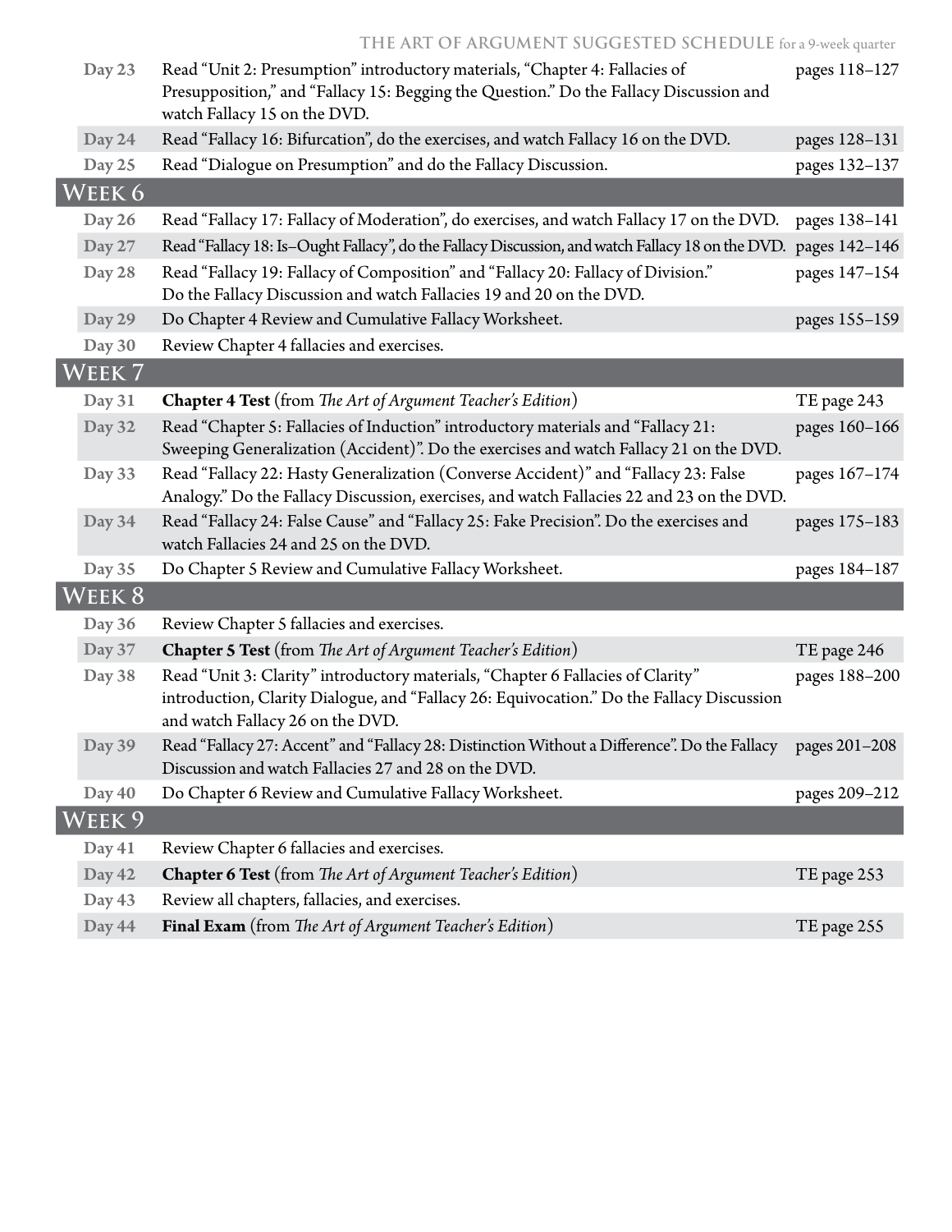| | | |
|---|---|---|
| Day 23 | Read "Unit 2: Presumption" introductory materials, "Chapter 4: Fallacies of Presupposition," and "Fallacy 15: Begging the Question." Do the Fallacy Discussion and watch Fallacy 15 on the DVD. | pages 118–127 |
| Day 24 | Read "Fallacy 16: Bifurcation", do the exercises, and watch Fallacy 16 on the DVD. | pages 128–131 |
| Day 25 | Read "Dialogue on Presumption" and do the Fallacy Discussion. | pages 132–137 |
| **WEEK 6** | | |
| Day 26 | Read "Fallacy 17: Fallacy of Moderation", do exercises, and watch Fallacy 17 on the DVD. | pages 138–141 |
| Day 27 | Read "Fallacy 18: Is–Ought Fallacy", do the Fallacy Discussion, and watch Fallacy 18 on the DVD. | pages 142–146 |
| Day 28 | Read "Fallacy 19: Fallacy of Composition" and "Fallacy 20: Fallacy of Division." Do the Fallacy Discussion and watch Fallacies 19 and 20 on the DVD. | pages 147–154 |
| Day 29 | Do Chapter 4 Review and Cumulative Fallacy Worksheet. | pages 155–159 |
| Day 30 | Review Chapter 4 fallacies and exercises. | |
| **WEEK 7** | | |
| Day 31 | **Chapter 4 Test** (from *The Art of Argument Teacher's Edition*) | TE page 243 |
| Day 32 | Read "Chapter 5: Fallacies of Induction" introductory materials and "Fallacy 21: Sweeping Generalization (Accident)". Do the exercises and watch Fallacy 21 on the DVD. | pages 160–166 |
| Day 33 | Read "Fallacy 22: Hasty Generalization (Converse Accident)" and "Fallacy 23: False Analogy." Do the Fallacy Discussion, exercises, and watch Fallacies 22 and 23 on the DVD. | pages 167–174 |
| Day 34 | Read "Fallacy 24: False Cause" and "Fallacy 25: Fake Precision". Do the exercises and watch Fallacies 24 and 25 on the DVD. | pages 175–183 |
| Day 35 | Do Chapter 5 Review and Cumulative Fallacy Worksheet. | pages 184–187 |
| **WEEK 8** | | |
| Day 36 | Review Chapter 5 fallacies and exercises. | |
| Day 37 | **Chapter 5 Test** (from *The Art of Argument Teacher's Edition*) | TE page 246 |
| Day 38 | Read "Unit 3: Clarity" introductory materials, "Chapter 6 Fallacies of Clarity" introduction, Clarity Dialogue, and "Fallacy 26: Equivocation." Do the Fallacy Discussion and watch Fallacy 26 on the DVD. | pages 188–200 |
| Day 39 | Read "Fallacy 27: Accent" and "Fallacy 28: Distinction Without a Difference". Do the Fallacy Discussion and watch Fallacies 27 and 28 on the DVD. | pages 201–208 |
| Day 40 | Do Chapter 6 Review and Cumulative Fallacy Worksheet. | pages 209–212 |
| **WEEK 9** | | |
| Day 41 | Review Chapter 6 fallacies and exercises. | |
| Day 42 | **Chapter 6 Test** (from *The Art of Argument Teacher's Edition*) | TE page 253 |
| Day 43 | Review all chapters, fallacies, and exercises. | |
| Day 44 | **Final Exam** (from *The Art of Argument Teacher's Edition*) | TE page 255 |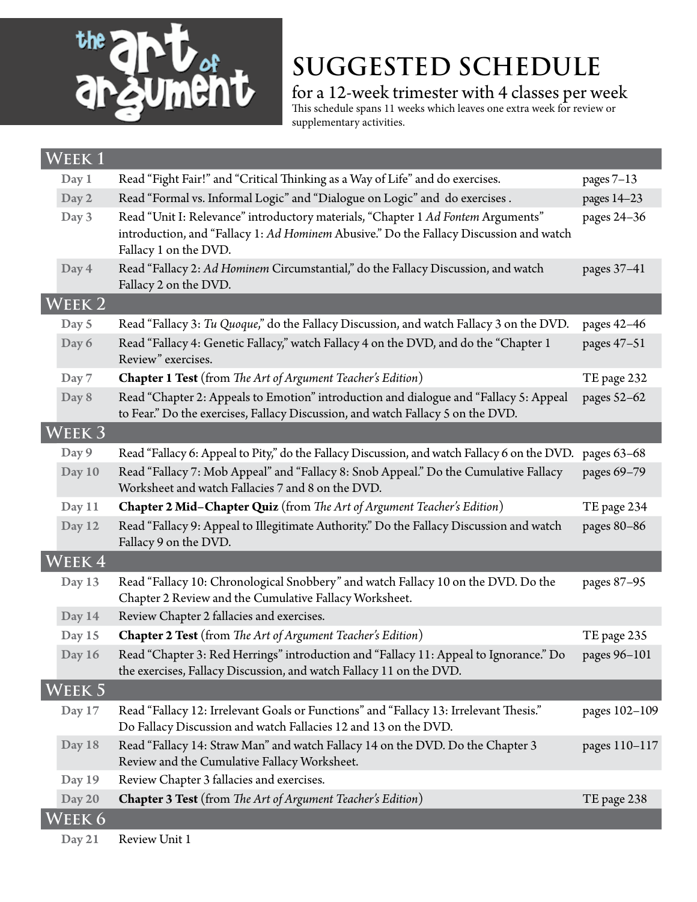# the art of argument

## SUGGESTED SCHEDULE

### for a 12-week trimester with 4 classes per week

This schedule spans 11 weeks which leaves one extra week for review or supplementary activities.

| Week 1 | | |
|---|---|---|
| Day 1 | Read "Fight Fair!" and "Critical Thinking as a Way of Life" and do exercises. | pages 7–13 |
| Day 2 | Read "Formal vs. Informal Logic" and "Dialogue on Logic" and do exercises . | pages 14–23 |
| Day 3 | Read "Unit I: Relevance" introductory materials, "Chapter 1 *Ad Fontem* Arguments" introduction, and "Fallacy 1: *Ad Hominem* Abusive." Do the Fallacy Discussion and watch Fallacy 1 on the DVD. | pages 24–36 |
| Day 4 | Read "Fallacy 2: *Ad Hominem* Circumstantial," do the Fallacy Discussion, and watch Fallacy 2 on the DVD. | pages 37–41 |
| **Week 2** | | |
| Day 5 | Read "Fallacy 3: *Tu Quoque*," do the Fallacy Discussion, and watch Fallacy 3 on the DVD. | pages 42–46 |
| Day 6 | Read "Fallacy 4: Genetic Fallacy," watch Fallacy 4 on the DVD, and do the "Chapter 1 Review" exercises. | pages 47–51 |
| Day 7 | **Chapter 1 Test** (from *The Art of Argument Teacher's Edition*) | TE page 232 |
| Day 8 | Read "Chapter 2: Appeals to Emotion" introduction and dialogue and "Fallacy 5: Appeal to Fear." Do the exercises, Fallacy Discussion, and watch Fallacy 5 on the DVD. | pages 52–62 |
| **Week 3** | | |
| Day 9 | Read "Fallacy 6: Appeal to Pity," do the Fallacy Discussion, and watch Fallacy 6 on the DVD. | pages 63–68 |
| Day 10 | Read "Fallacy 7: Mob Appeal" and "Fallacy 8: Snob Appeal." Do the Cumulative Fallacy Worksheet and watch Fallacies 7 and 8 on the DVD. | pages 69–79 |
| Day 11 | **Chapter 2 Mid–Chapter Quiz** (from *The Art of Argument Teacher's Edition*) | TE page 234 |
| Day 12 | Read "Fallacy 9: Appeal to Illegitimate Authority." Do the Fallacy Discussion and watch Fallacy 9 on the DVD. | pages 80–86 |
| **Week 4** | | |
| Day 13 | Read "Fallacy 10: Chronological Snobbery" and watch Fallacy 10 on the DVD. Do the Chapter 2 Review and the Cumulative Fallacy Worksheet. | pages 87–95 |
| Day 14 | Review Chapter 2 fallacies and exercises. | |
| Day 15 | **Chapter 2 Test** (from *The Art of Argument Teacher's Edition*) | TE page 235 |
| Day 16 | Read "Chapter 3: Red Herrings" introduction and "Fallacy 11: Appeal to Ignorance." Do the exercises, Fallacy Discussion, and watch Fallacy 11 on the DVD. | pages 96–101 |
| **Week 5** | | |
| Day 17 | Read "Fallacy 12: Irrelevant Goals or Functions" and "Fallacy 13: Irrelevant Thesis." Do Fallacy Discussion and watch Fallacies 12 and 13 on the DVD. | pages 102–109 |
| Day 18 | Read "Fallacy 14: Straw Man" and watch Fallacy 14 on the DVD. Do the Chapter 3 Review and the Cumulative Fallacy Worksheet. | pages 110–117 |
| Day 19 | Review Chapter 3 fallacies and exercises. | |
| Day 20 | **Chapter 3 Test** (from *The Art of Argument Teacher's Edition*) | TE page 238 |
| **Week 6** | | |
| Day 21 | Review Unit 1 | |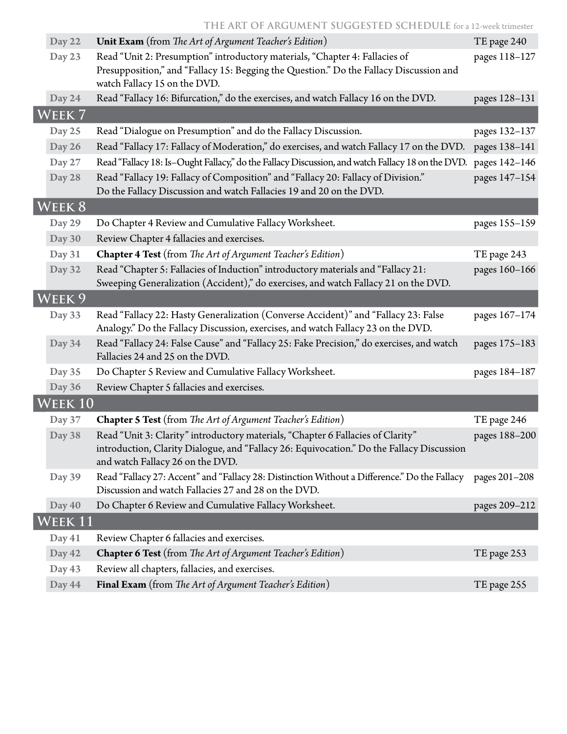| | | |
|---|---|---|
| Day 22 | **Unit Exam** (from *The Art of Argument Teacher's Edition*) | TE page 240 |
| Day 23 | Read "Unit 2: Presumption" introductory materials, "Chapter 4: Fallacies of Presupposition," and "Fallacy 15: Begging the Question." Do the Fallacy Discussion and watch Fallacy 15 on the DVD. | pages 118–127 |
| Day 24 | Read "Fallacy 16: Bifurcation," do the exercises, and watch Fallacy 16 on the DVD. | pages 128–131 |
| **Week 7** | | |
| Day 25 | Read "Dialogue on Presumption" and do the Fallacy Discussion. | pages 132–137 |
| Day 26 | Read "Fallacy 17: Fallacy of Moderation," do exercises, and watch Fallacy 17 on the DVD. | pages 138–141 |
| Day 27 | Read "Fallacy 18: Is–Ought Fallacy," do the Fallacy Discussion, and watch Fallacy 18 on the DVD. | pages 142–146 |
| Day 28 | Read "Fallacy 19: Fallacy of Composition" and "Fallacy 20: Fallacy of Division." Do the Fallacy Discussion and watch Fallacies 19 and 20 on the DVD. | pages 147–154 |
| **Week 8** | | |
| Day 29 | Do Chapter 4 Review and Cumulative Fallacy Worksheet. | pages 155–159 |
| Day 30 | Review Chapter 4 fallacies and exercises. | |
| Day 31 | **Chapter 4 Test** (from *The Art of Argument Teacher's Edition*) | TE page 243 |
| Day 32 | Read "Chapter 5: Fallacies of Induction" introductory materials and "Fallacy 21: Sweeping Generalization (Accident)," do exercises, and watch Fallacy 21 on the DVD. | pages 160–166 |
| **Week 9** | | |
| Day 33 | Read "Fallacy 22: Hasty Generalization (Converse Accident)" and "Fallacy 23: False Analogy." Do the Fallacy Discussion, exercises, and watch Fallacy 23 on the DVD. | pages 167–174 |
| Day 34 | Read "Fallacy 24: False Cause" and "Fallacy 25: Fake Precision," do exercises, and watch Fallacies 24 and 25 on the DVD. | pages 175–183 |
| Day 35 | Do Chapter 5 Review and Cumulative Fallacy Worksheet. | pages 184–187 |
| Day 36 | Review Chapter 5 fallacies and exercises. | |
| **Week 10** | | |
| Day 37 | **Chapter 5 Test** (from *The Art of Argument Teacher's Edition*) | TE page 246 |
| Day 38 | Read "Unit 3: Clarity" introductory materials, "Chapter 6 Fallacies of Clarity" introduction, Clarity Dialogue, and "Fallacy 26: Equivocation." Do the Fallacy Discussion and watch Fallacy 26 on the DVD. | pages 188–200 |
| Day 39 | Read "Fallacy 27: Accent" and "Fallacy 28: Distinction Without a Difference." Do the Fallacy Discussion and watch Fallacies 27 and 28 on the DVD. | pages 201–208 |
| Day 40 | Do Chapter 6 Review and Cumulative Fallacy Worksheet. | pages 209–212 |
| **Week 11** | | |
| Day 41 | Review Chapter 6 fallacies and exercises. | |
| Day 42 | **Chapter 6 Test** (from *The Art of Argument Teacher's Edition*) | TE page 253 |
| Day 43 | Review all chapters, fallacies, and exercises. | |
| Day 44 | **Final Exam** (from *The Art of Argument Teacher's Edition*) | TE page 255 |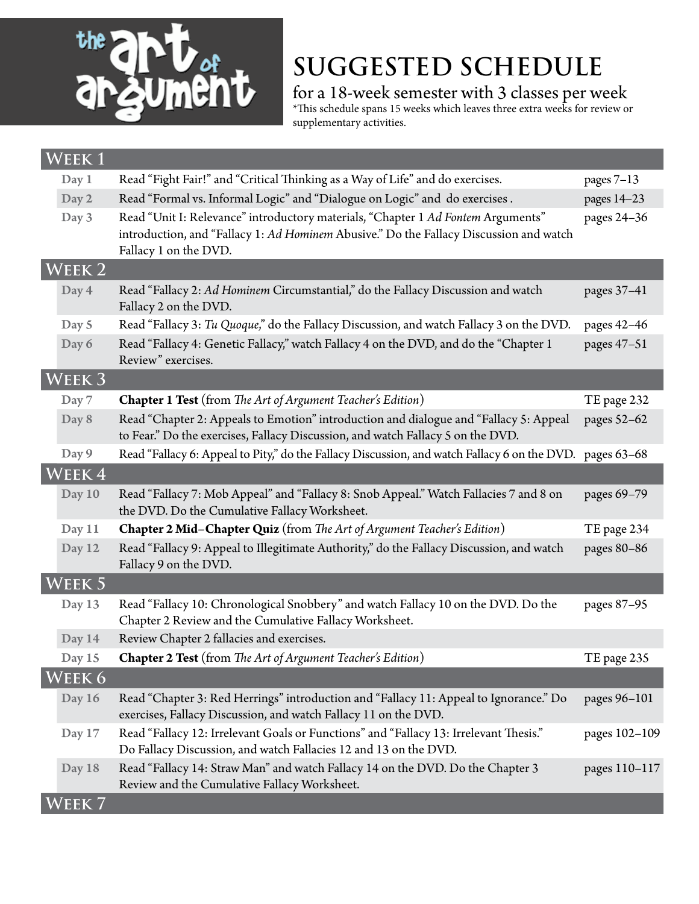# the art of argument

## SUGGESTED SCHEDULE

for a 18-week semester with 3 classes per week

*This schedule spans 15 weeks which leaves three extra weeks for review or supplementary activities.

| Week 1 | | |
|---|---|---|
| Day 1 | Read "Fight Fair!" and "Critical Thinking as a Way of Life" and do exercises. | pages 7–13 |
| Day 2 | Read "Formal vs. Informal Logic" and "Dialogue on Logic" and do exercises . | pages 14–23 |
| Day 3 | Read "Unit I: Relevance" introductory materials, "Chapter 1 *Ad Fontem* Arguments" introduction, and "Fallacy 1: *Ad Hominem* Abusive." Do the Fallacy Discussion and watch Fallacy 1 on the DVD. | pages 24–36 |
| **Week 2** | | |
| Day 4 | Read "Fallacy 2: *Ad Hominem* Circumstantial," do the Fallacy Discussion and watch Fallacy 2 on the DVD. | pages 37–41 |
| Day 5 | Read "Fallacy 3: *Tu Quoque*," do the Fallacy Discussion, and watch Fallacy 3 on the DVD. | pages 42–46 |
| Day 6 | Read "Fallacy 4: Genetic Fallacy," watch Fallacy 4 on the DVD, and do the "Chapter 1 Review" exercises. | pages 47–51 |
| **Week 3** | | |
| Day 7 | **Chapter 1 Test** (from *The Art of Argument Teacher's Edition*) | TE page 232 |
| Day 8 | Read "Chapter 2: Appeals to Emotion" introduction and dialogue and "Fallacy 5: Appeal to Fear." Do the exercises, Fallacy Discussion, and watch Fallacy 5 on the DVD. | pages 52–62 |
| Day 9 | Read "Fallacy 6: Appeal to Pity," do the Fallacy Discussion, and watch Fallacy 6 on the DVD. | pages 63–68 |
| **Week 4** | | |
| Day 10 | Read "Fallacy 7: Mob Appeal" and "Fallacy 8: Snob Appeal." Watch Fallacies 7 and 8 on the DVD. Do the Cumulative Fallacy Worksheet. | pages 69–79 |
| Day 11 | **Chapter 2 Mid–Chapter Quiz** (from *The Art of Argument Teacher's Edition*) | TE page 234 |
| Day 12 | Read "Fallacy 9: Appeal to Illegitimate Authority," do the Fallacy Discussion, and watch Fallacy 9 on the DVD. | pages 80–86 |
| **Week 5** | | |
| Day 13 | Read "Fallacy 10: Chronological Snobbery" and watch Fallacy 10 on the DVD. Do the Chapter 2 Review and the Cumulative Fallacy Worksheet. | pages 87–95 |
| Day 14 | Review Chapter 2 fallacies and exercises. | |
| Day 15 | **Chapter 2 Test** (from *The Art of Argument Teacher's Edition*) | TE page 235 |
| **Week 6** | | |
| Day 16 | Read "Chapter 3: Red Herrings" introduction and "Fallacy 11: Appeal to Ignorance." Do exercises, Fallacy Discussion, and watch Fallacy 11 on the DVD. | pages 96–101 |
| Day 17 | Read "Fallacy 12: Irrelevant Goals or Functions" and "Fallacy 13: Irrelevant Thesis." Do Fallacy Discussion, and watch Fallacies 12 and 13 on the DVD. | pages 102–109 |
| Day 18 | Read "Fallacy 14: Straw Man" and watch Fallacy 14 on the DVD. Do the Chapter 3 Review and the Cumulative Fallacy Worksheet. | pages 110–117 |
| **Week 7** | | |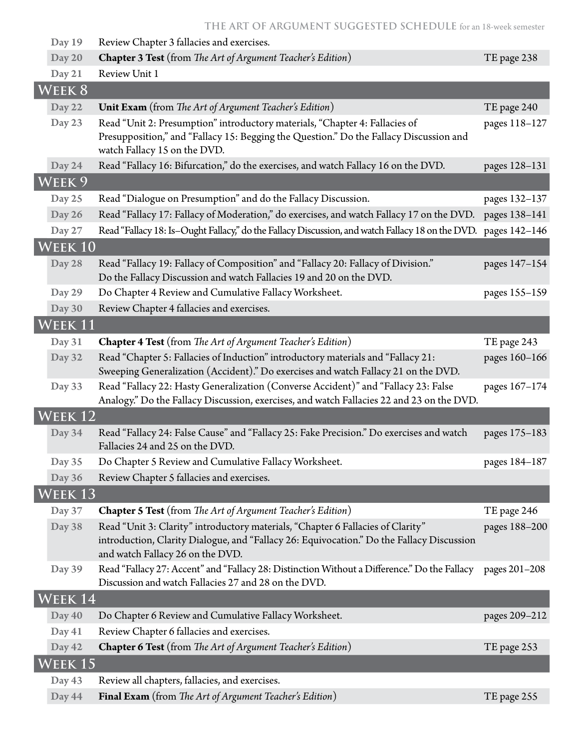| Day | Assignment | Pages |
|---|---|---|
| Day 19 | Review Chapter 3 fallacies and exercises. | |
| Day 20 | **Chapter 3 Test** (from *The Art of Argument Teacher's Edition*) | TE page 238 |
| Day 21 | Review Unit 1 | |
| **Week 8** | | |
| Day 22 | **Unit Exam** (from *The Art of Argument Teacher's Edition*) | TE page 240 |
| Day 23 | Read "Unit 2: Presumption" introductory materials, "Chapter 4: Fallacies of Presupposition," and "Fallacy 15: Begging the Question." Do the Fallacy Discussion and watch Fallacy 15 on the DVD. | pages 118–127 |
| Day 24 | Read "Fallacy 16: Bifurcation," do the exercises, and watch Fallacy 16 on the DVD. | pages 128–131 |
| **Week 9** | | |
| Day 25 | Read "Dialogue on Presumption" and do the Fallacy Discussion. | pages 132–137 |
| Day 26 | Read "Fallacy 17: Fallacy of Moderation," do exercises, and watch Fallacy 17 on the DVD. | pages 138–141 |
| Day 27 | Read "Fallacy 18: Is–Ought Fallacy," do the Fallacy Discussion, and watch Fallacy 18 on the DVD. | pages 142–146 |
| **Week 10** | | |
| Day 28 | Read "Fallacy 19: Fallacy of Composition" and "Fallacy 20: Fallacy of Division." Do the Fallacy Discussion and watch Fallacies 19 and 20 on the DVD. | pages 147–154 |
| Day 29 | Do Chapter 4 Review and Cumulative Fallacy Worksheet. | pages 155–159 |
| Day 30 | Review Chapter 4 fallacies and exercises. | |
| **Week 11** | | |
| Day 31 | **Chapter 4 Test** (from *The Art of Argument Teacher's Edition*) | TE page 243 |
| Day 32 | Read "Chapter 5: Fallacies of Induction" introductory materials and "Fallacy 21: Sweeping Generalization (Accident)." Do exercises and watch Fallacy 21 on the DVD. | pages 160–166 |
| Day 33 | Read "Fallacy 22: Hasty Generalization (Converse Accident)" and "Fallacy 23: False Analogy." Do the Fallacy Discussion, exercises, and watch Fallacies 22 and 23 on the DVD. | pages 167–174 |
| **Week 12** | | |
| Day 34 | Read "Fallacy 24: False Cause" and "Fallacy 25: Fake Precision." Do exercises and watch Fallacies 24 and 25 on the DVD. | pages 175–183 |
| Day 35 | Do Chapter 5 Review and Cumulative Fallacy Worksheet. | pages 184–187 |
| Day 36 | Review Chapter 5 fallacies and exercises. | |
| **Week 13** | | |
| Day 37 | **Chapter 5 Test** (from *The Art of Argument Teacher's Edition*) | TE page 246 |
| Day 38 | Read "Unit 3: Clarity" introductory materials, "Chapter 6 Fallacies of Clarity" introduction, Clarity Dialogue, and "Fallacy 26: Equivocation." Do the Fallacy Discussion and watch Fallacy 26 on the DVD. | pages 188–200 |
| Day 39 | Read "Fallacy 27: Accent" and "Fallacy 28: Distinction Without a Difference." Do the Fallacy Discussion and watch Fallacies 27 and 28 on the DVD. | pages 201–208 |
| **Week 14** | | |
| Day 40 | Do Chapter 6 Review and Cumulative Fallacy Worksheet. | pages 209–212 |
| Day 41 | Review Chapter 6 fallacies and exercises. | |
| Day 42 | **Chapter 6 Test** (from *The Art of Argument Teacher's Edition*) | TE page 253 |
| **Week 15** | | |
| Day 43 | Review all chapters, fallacies, and exercises. | |
| Day 44 | **Final Exam** (from *The Art of Argument Teacher's Edition*) | TE page 255 |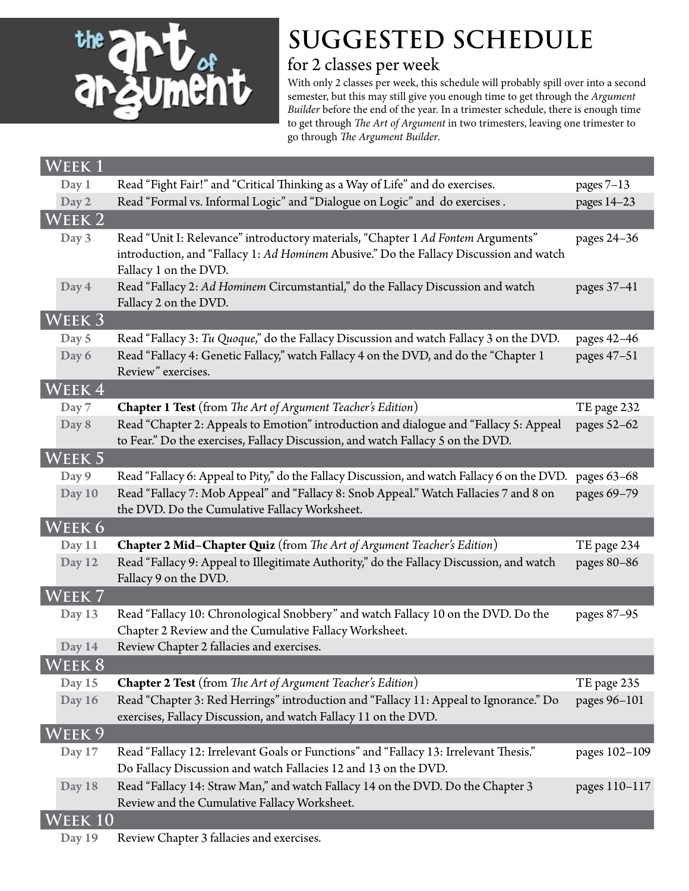# SUGGESTED SCHEDULE

## for 2 classes per week

With only 2 classes per week, this schedule will probably spill over into a second semester, but this may still give you enough time to get through the *Argument Builder* before the end of the year. In a trimester schedule, there is enough time to get through *The Art of Argument* in two trimesters, leaving one trimester to go through *The Argument Builder*.

| | | |
|---|---|---|
| **WEEK 1** | | |
| Day 1 | Read "Fight Fair!" and "Critical Thinking as a Way of Life" and do exercises. | pages 7–13 |
| Day 2 | Read "Formal vs. Informal Logic" and "Dialogue on Logic" and do exercises . | pages 14–23 |
| **WEEK 2** | | |
| Day 3 | Read "Unit I: Relevance" introductory materials, "Chapter 1 *Ad Fontem* Arguments" introduction, and "Fallacy 1: *Ad Hominem* Abusive." Do the Fallacy Discussion and watch Fallacy 1 on the DVD. | pages 24–36 |
| Day 4 | Read "Fallacy 2: *Ad Hominem* Circumstantial," do the Fallacy Discussion and watch Fallacy 2 on the DVD. | pages 37–41 |
| **WEEK 3** | | |
| Day 5 | Read "Fallacy 3: *Tu Quoque*," do the Fallacy Discussion and watch Fallacy 3 on the DVD. | pages 42–46 |
| Day 6 | Read "Fallacy 4: Genetic Fallacy," watch Fallacy 4 on the DVD, and do the "Chapter 1 Review" exercises. | pages 47–51 |
| **WEEK 4** | | |
| Day 7 | **Chapter 1 Test** (from *The Art of Argument Teacher's Edition*) | TE page 232 |
| Day 8 | Read "Chapter 2: Appeals to Emotion" introduction and dialogue and "Fallacy 5: Appeal to Fear." Do the exercises, Fallacy Discussion, and watch Fallacy 5 on the DVD. | pages 52–62 |
| **WEEK 5** | | |
| Day 9 | Read "Fallacy 6: Appeal to Pity," do the Fallacy Discussion, and watch Fallacy 6 on the DVD. | pages 63–68 |
| Day 10 | Read "Fallacy 7: Mob Appeal" and "Fallacy 8: Snob Appeal." Watch Fallacies 7 and 8 on the DVD. Do the Cumulative Fallacy Worksheet. | pages 69–79 |
| **WEEK 6** | | |
| Day 11 | **Chapter 2 Mid–Chapter Quiz** (from *The Art of Argument Teacher's Edition*) | TE page 234 |
| Day 12 | Read "Fallacy 9: Appeal to Illegitimate Authority," do the Fallacy Discussion, and watch Fallacy 9 on the DVD. | pages 80–86 |
| **WEEK 7** | | |
| Day 13 | Read "Fallacy 10: Chronological Snobbery" and watch Fallacy 10 on the DVD. Do the Chapter 2 Review and the Cumulative Fallacy Worksheet. | pages 87–95 |
| Day 14 | Review Chapter 2 fallacies and exercises. | |
| **WEEK 8** | | |
| Day 15 | **Chapter 2 Test** (from *The Art of Argument Teacher's Edition*) | TE page 235 |
| Day 16 | Read "Chapter 3: Red Herrings" introduction and "Fallacy 11: Appeal to Ignorance." Do exercises, Fallacy Discussion, and watch Fallacy 11 on the DVD. | pages 96–101 |
| **WEEK 9** | | |
| Day 17 | Read "Fallacy 12: Irrelevant Goals or Functions" and "Fallacy 13: Irrelevant Thesis." Do Fallacy Discussion and watch Fallacies 12 and 13 on the DVD. | pages 102–109 |
| Day 18 | Read "Fallacy 14: Straw Man," and watch Fallacy 14 on the DVD. Do the Chapter 3 Review and the Cumulative Fallacy Worksheet. | pages 110–117 |
| **WEEK 10** | | |
| Day 19 | Review Chapter 3 fallacies and exercises. | |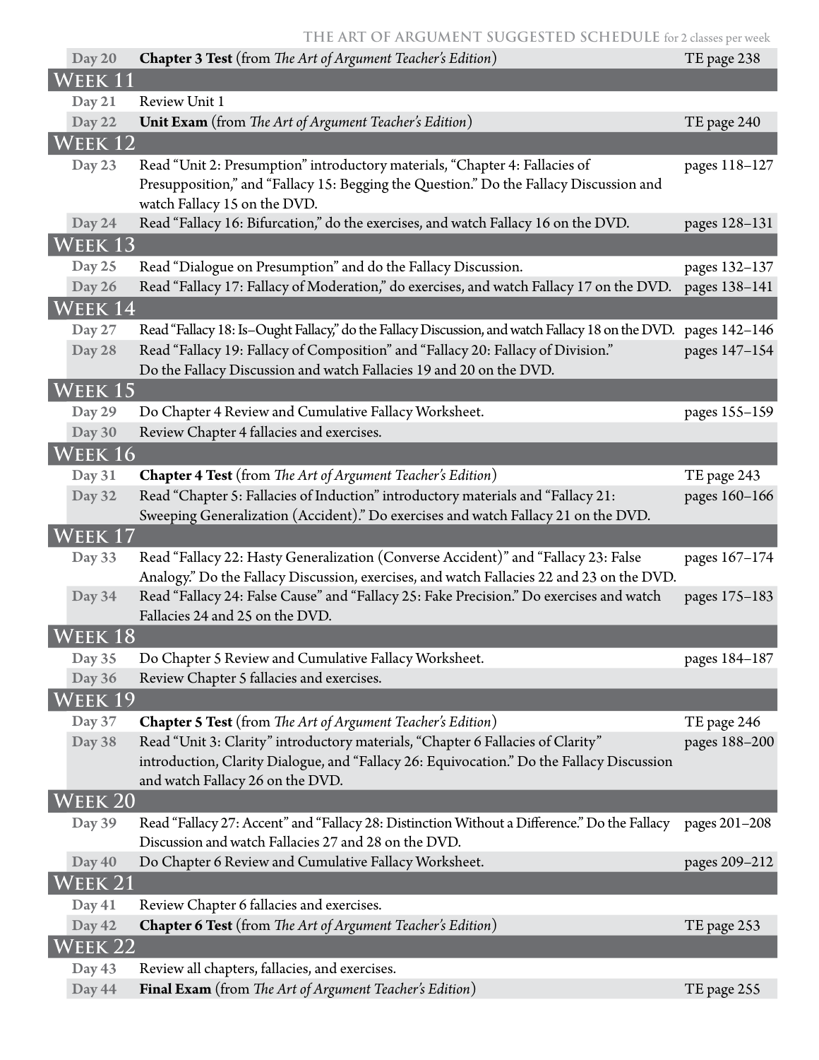| | | |
|---|---|---|
| **Day 20** | **Chapter 3 Test** (from *The Art of Argument Teacher's Edition*) | TE page 238 |
| **WEEK 11** | | |
| **Day 21** | Review Unit 1 | |
| **Day 22** | **Unit Exam** (from *The Art of Argument Teacher's Edition*) | TE page 240 |
| **WEEK 12** | | |
| **Day 23** | Read "Unit 2: Presumption" introductory materials, "Chapter 4: Fallacies of Presupposition," and "Fallacy 15: Begging the Question." Do the Fallacy Discussion and watch Fallacy 15 on the DVD. | pages 118–127 |
| **Day 24** | Read "Fallacy 16: Bifurcation," do the exercises, and watch Fallacy 16 on the DVD. | pages 128–131 |
| **WEEK 13** | | |
| **Day 25** | Read "Dialogue on Presumption" and do the Fallacy Discussion. | pages 132–137 |
| **Day 26** | Read "Fallacy 17: Fallacy of Moderation," do exercises, and watch Fallacy 17 on the DVD. | pages 138–141 |
| **WEEK 14** | | |
| **Day 27** | Read "Fallacy 18: Is–Ought Fallacy," do the Fallacy Discussion, and watch Fallacy 18 on the DVD. | pages 142–146 |
| **Day 28** | Read "Fallacy 19: Fallacy of Composition" and "Fallacy 20: Fallacy of Division." Do the Fallacy Discussion and watch Fallacies 19 and 20 on the DVD. | pages 147–154 |
| **WEEK 15** | | |
| **Day 29** | Do Chapter 4 Review and Cumulative Fallacy Worksheet. | pages 155–159 |
| **Day 30** | Review Chapter 4 fallacies and exercises. | |
| **WEEK 16** | | |
| **Day 31** | **Chapter 4 Test** (from *The Art of Argument Teacher's Edition*) | TE page 243 |
| **Day 32** | Read "Chapter 5: Fallacies of Induction" introductory materials and "Fallacy 21: Sweeping Generalization (Accident)." Do exercises and watch Fallacy 21 on the DVD. | pages 160–166 |
| **WEEK 17** | | |
| **Day 33** | Read "Fallacy 22: Hasty Generalization (Converse Accident)" and "Fallacy 23: False Analogy." Do the Fallacy Discussion, exercises, and watch Fallacies 22 and 23 on the DVD. | pages 167–174 |
| **Day 34** | Read "Fallacy 24: False Cause" and "Fallacy 25: Fake Precision." Do exercises and watch Fallacies 24 and 25 on the DVD. | pages 175–183 |
| **WEEK 18** | | |
| **Day 35** | Do Chapter 5 Review and Cumulative Fallacy Worksheet. | pages 184–187 |
| **Day 36** | Review Chapter 5 fallacies and exercises. | |
| **WEEK 19** | | |
| **Day 37** | **Chapter 5 Test** (from *The Art of Argument Teacher's Edition*) | TE page 246 |
| **Day 38** | Read "Unit 3: Clarity" introductory materials, "Chapter 6 Fallacies of Clarity" introduction, Clarity Dialogue, and "Fallacy 26: Equivocation." Do the Fallacy Discussion and watch Fallacy 26 on the DVD. | pages 188–200 |
| **WEEK 20** | | |
| **Day 39** | Read "Fallacy 27: Accent" and "Fallacy 28: Distinction Without a Difference." Do the Fallacy Discussion and watch Fallacies 27 and 28 on the DVD. | pages 201–208 |
| **Day 40** | Do Chapter 6 Review and Cumulative Fallacy Worksheet. | pages 209–212 |
| **WEEK 21** | | |
| **Day 41** | Review Chapter 6 fallacies and exercises. | |
| **Day 42** | **Chapter 6 Test** (from *The Art of Argument Teacher's Edition*) | TE page 253 |
| **WEEK 22** | | |
| **Day 43** | Review all chapters, fallacies, and exercises. | |
| **Day 44** | **Final Exam** (from *The Art of Argument Teacher's Edition*) | TE page 255 |